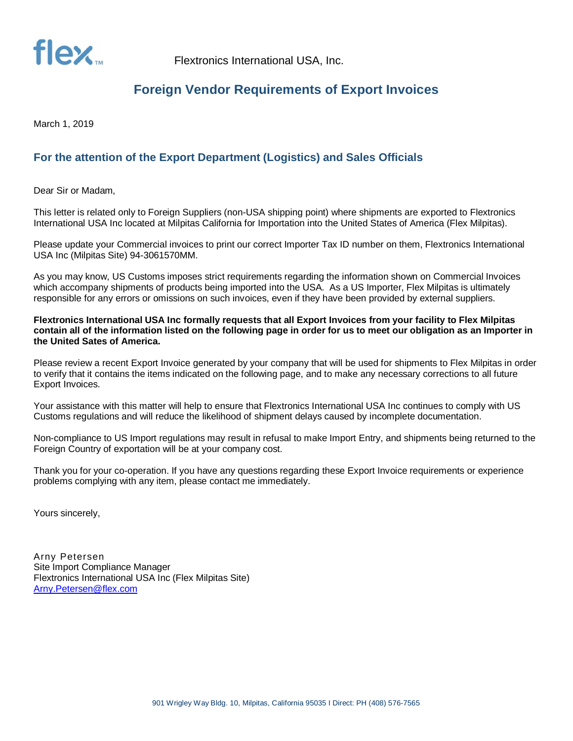flex™ Flextronics International USA, Inc.

# Foreign Vendor Requirements of Export Invoices

March 1, 2019

## For the attention of the Export Department (Logistics) and Sales Officials

Dear Sir or Madam,

This letter is related only to Foreign Suppliers (non-USA shipping point) where shipments are exported to Flextronics International USA Inc located at Milpitas California for Importation into the United States of America (Flex Milpitas).

Please update your Commercial invoices to print our correct Importer Tax ID number on them, Flextronics International USA Inc (Milpitas Site) 94-3061570MM.

As you may know, US Customs imposes strict requirements regarding the information shown on Commercial Invoices which accompany shipments of products being imported into the USA. As a US Importer, Flex Milpitas is ultimately responsible for any errors or omissions on such invoices, even if they have been provided by external suppliers.

**Flextronics International USA Inc formally requests that all Export Invoices from your facility to Flex Milpitas contain all of the information listed on the following page in order for us to meet our obligation as an Importer in the United Sates of America.**

Please review a recent Export Invoice generated by your company that will be used for shipments to Flex Milpitas in order to verify that it contains the items indicated on the following page, and to make any necessary corrections to all future Export Invoices.

Your assistance with this matter will help to ensure that Flextronics International USA Inc continues to comply with US Customs regulations and will reduce the likelihood of shipment delays caused by incomplete documentation.

Non-compliance to US Import regulations may result in refusal to make Import Entry, and shipments being returned to the Foreign Country of exportation will be at your company cost.

Thank you for your co-operation. If you have any questions regarding these Export Invoice requirements or experience problems complying with any item, please contact me immediately.

Yours sincerely,

Arny Petersen
Site Import Compliance Manager
Flextronics International USA Inc (Flex Milpitas Site)
Arny.Petersen@flex.com

901 Wrigley Way Bldg. 10, Milpitas, California 95035 I Direct: PH (408) 576-7565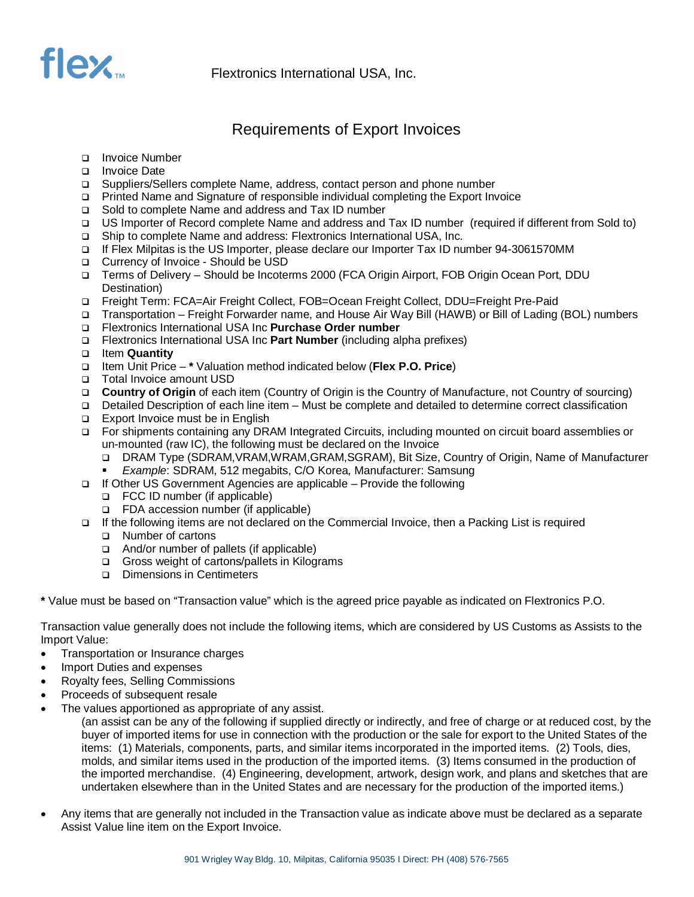flex™

Flextronics International USA, Inc.

# Requirements of Export Invoices

- Invoice Number
- Invoice Date
- Suppliers/Sellers complete Name, address, contact person and phone number
- Printed Name and Signature of responsible individual completing the Export Invoice
- Sold to complete Name and address and Tax ID number
- US Importer of Record complete Name and address and Tax ID number (required if different from Sold to)
- Ship to complete Name and address: Flextronics International USA, Inc.
- If Flex Milpitas is the US Importer, please declare our Importer Tax ID number 94-3061570MM
- Currency of Invoice - Should be USD
- Terms of Delivery – Should be Incoterms 2000 (FCA Origin Airport, FOB Origin Ocean Port, DDU Destination)
- Freight Term: FCA=Air Freight Collect, FOB=Ocean Freight Collect, DDU=Freight Pre-Paid
- Transportation – Freight Forwarder name, and House Air Way Bill (HAWB) or Bill of Lading (BOL) numbers
- Flextronics International USA Inc **Purchase Order number**
- Flextronics International USA Inc **Part Number** (including alpha prefixes)
- Item **Quantity**
- Item Unit Price – * Valuation method indicated below (**Flex P.O. Price**)
- Total Invoice amount USD
- **Country of Origin** of each item (Country of Origin is the Country of Manufacture, not Country of sourcing)
- Detailed Description of each line item – Must be complete and detailed to determine correct classification
- Export Invoice must be in English
- For shipments containing any DRAM Integrated Circuits, including mounted on circuit board assemblies or un-mounted (raw IC), the following must be declared on the Invoice
  - DRAM Type (SDRAM,VRAM,WRAM,GRAM,SGRAM), Bit Size, Country of Origin, Name of Manufacturer
    - *Example*: SDRAM, 512 megabits, C/O Korea, Manufacturer: Samsung
- If Other US Government Agencies are applicable – Provide the following
  - FCC ID number (if applicable)
  - FDA accession number (if applicable)
- If the following items are not declared on the Commercial Invoice, then a Packing List is required
  - Number of cartons
  - And/or number of pallets (if applicable)
  - Gross weight of cartons/pallets in Kilograms
  - Dimensions in Centimeters

**\*** Value must be based on "Transaction value" which is the agreed price payable as indicated on Flextronics P.O.

Transaction value generally does not include the following items, which are considered by US Customs as Assists to the Import Value:

- Transportation or Insurance charges
- Import Duties and expenses
- Royalty fees, Selling Commissions
- Proceeds of subsequent resale
- The values apportioned as appropriate of any assist.
  (an assist can be any of the following if supplied directly or indirectly, and free of charge or at reduced cost, by the buyer of imported items for use in connection with the production or the sale for export to the United States of the items: (1) Materials, components, parts, and similar items incorporated in the imported items. (2) Tools, dies, molds, and similar items used in the production of the imported items. (3) Items consumed in the production of the imported merchandise. (4) Engineering, development, artwork, design work, and plans and sketches that are undertaken elsewhere than in the United States and are necessary for the production of the imported items.)
- Any items that are generally not included in the Transaction value as indicate above must be declared as a separate Assist Value line item on the Export Invoice.

901 Wrigley Way Bldg. 10, Milpitas, California 95035 I Direct: PH (408) 576-7565